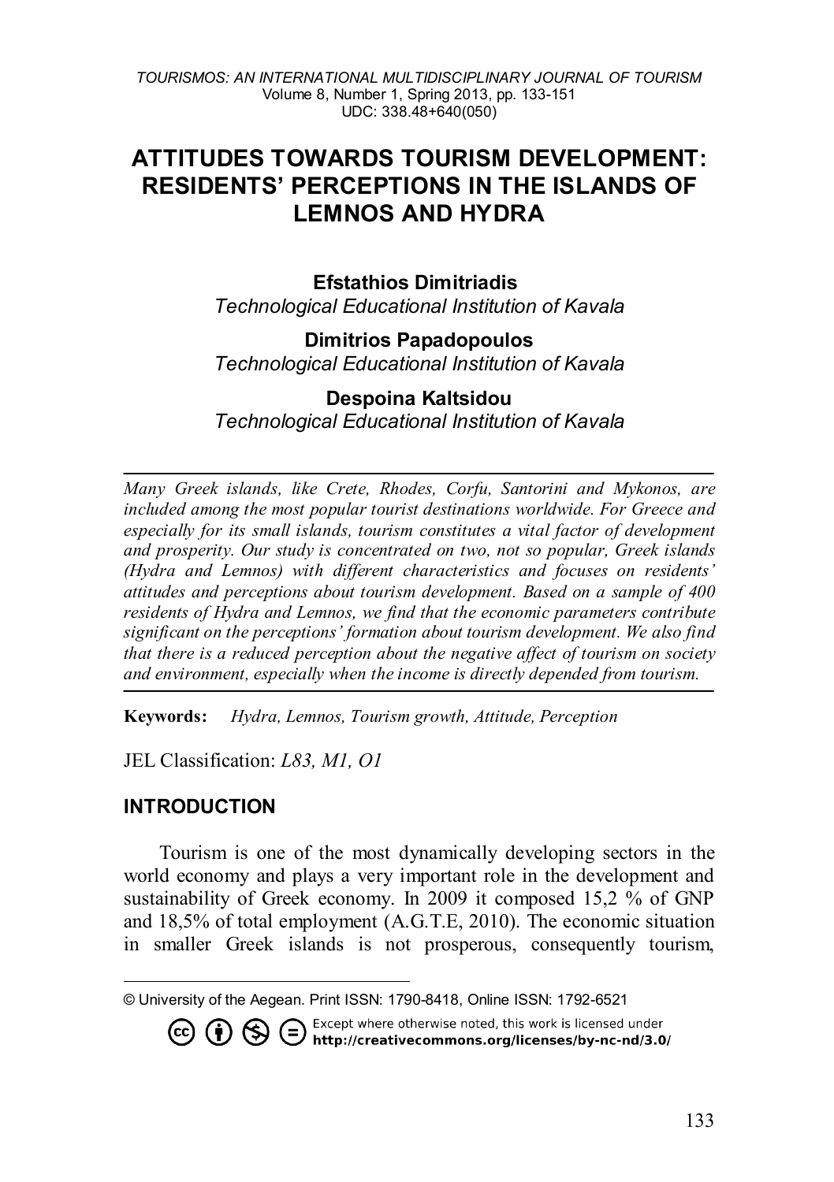# ATTITUDES TOWARDS TOURISM DEVELOPMENT: RESIDENTS' PERCEPTIONS IN THE ISLANDS OF LEMNOS AND HYDRA

**Efstathios Dimitriadis**
*Technological Educational Institution of Kavala*

**Dimitrios Papadopoulos**
*Technological Educational Institution of Kavala*

**Despoina Kaltsidou**
*Technological Educational Institution of Kavala*

*Many Greek islands, like Crete, Rhodes, Corfu, Santorini and Mykonos, are included among the most popular tourist destinations worldwide. For Greece and especially for its small islands, tourism constitutes a vital factor of development and prosperity. Our study is concentrated on two, not so popular, Greek islands (Hydra and Lemnos) with different characteristics and focuses on residents' attitudes and perceptions about tourism development. Based on a sample of 400 residents of Hydra and Lemnos, we find that the economic parameters contribute significant on the perceptions' formation about tourism development. We also find that there is a reduced perception about the negative affect of tourism on society and environment, especially when the income is directly depended from tourism.*

**Keywords:** *Hydra, Lemnos, Tourism growth, Attitude, Perception*

JEL Classification: *L83, M1, O1*

## INTRODUCTION

Tourism is one of the most dynamically developing sectors in the world economy and plays a very important role in the development and sustainability of Greek economy. In 2009 it composed 15,2 % of GNP and 18,5% of total employment (A.G.T.E, 2010). The economic situation in smaller Greek islands is not prosperous, consequently tourism,

© University of the Aegean. Print ISSN: 1790-8418, Online ISSN: 1792-6521

Except where otherwise noted, this work is licensed under http://creativecommons.org/licenses/by-nc-nd/3.0/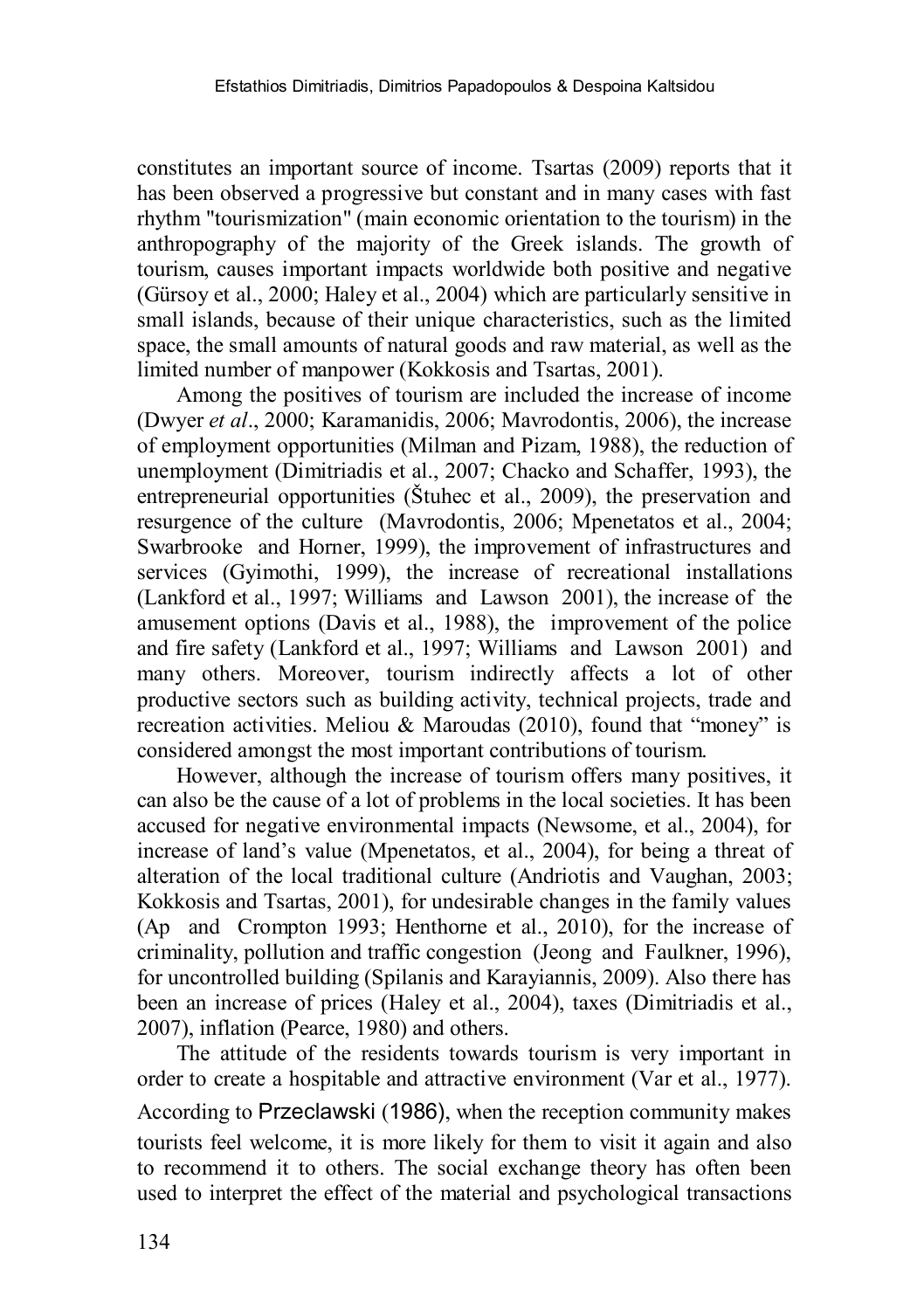constitutes an important source of income. Tsartas (2009) reports that it has been observed a progressive but constant and in many cases with fast rhythm "tourismization" (main economic orientation to the tourism) in the anthropography of the majority of the Greek islands. The growth of tourism, causes important impacts worldwide both positive and negative (Gürsoy et al., 2000; Haley et al., 2004) which are particularly sensitive in small islands, because of their unique characteristics, such as the limited space, the small amounts of natural goods and raw material, as well as the limited number of manpower (Kokkosis and Tsartas, 2001).

Among the positives of tourism are included the increase of income (Dwyer *et al*., 2000; Karamanidis, 2006; Mavrodontis, 2006), the increase of employment opportunities (Milman and Pizam, 1988), the reduction of unemployment (Dimitriadis et al., 2007; Chacko and Schaffer, 1993), the entrepreneurial opportunities (Štuhec et al., 2009), the preservation and resurgence of the culture (Mavrodontis, 2006; Mpenetatos et al., 2004; Swarbrooke and Horner, 1999), the improvement of infrastructures and services (Gyimothi, 1999), the increase of recreational installations (Lankford et al., 1997; Williams and Lawson 2001), the increase of the amusement options (Davis et al., 1988), the improvement of the police and fire safety (Lankford et al., 1997; Williams and Lawson 2001) and many others. Moreover, tourism indirectly affects a lot of other productive sectors such as building activity, technical projects, trade and recreation activities. Meliou & Maroudas (2010), found that "money" is considered amongst the most important contributions of tourism.

However, although the increase of tourism offers many positives, it can also be the cause of a lot of problems in the local societies. It has been accused for negative environmental impacts (Newsome, et al., 2004), for increase of land's value (Mpenetatos, et al., 2004), for being a threat of alteration of the local traditional culture (Andriotis and Vaughan, 2003; Kokkosis and Tsartas, 2001), for undesirable changes in the family values (Ap and Crompton 1993; Henthorne et al., 2010), for the increase of criminality, pollution and traffic congestion (Jeong and Faulkner, 1996), for uncontrolled building (Spilanis and Karayiannis, 2009). Also there has been an increase of prices (Haley et al., 2004), taxes (Dimitriadis et al., 2007), inflation (Pearce, 1980) and others.

The attitude of the residents towards tourism is very important in order to create a hospitable and attractive environment (Var et al., 1977). According to Przeclawski (1986), when the reception community makes tourists feel welcome, it is more likely for them to visit it again and also to recommend it to others. The social exchange theory has often been used to interpret the effect of the material and psychological transactions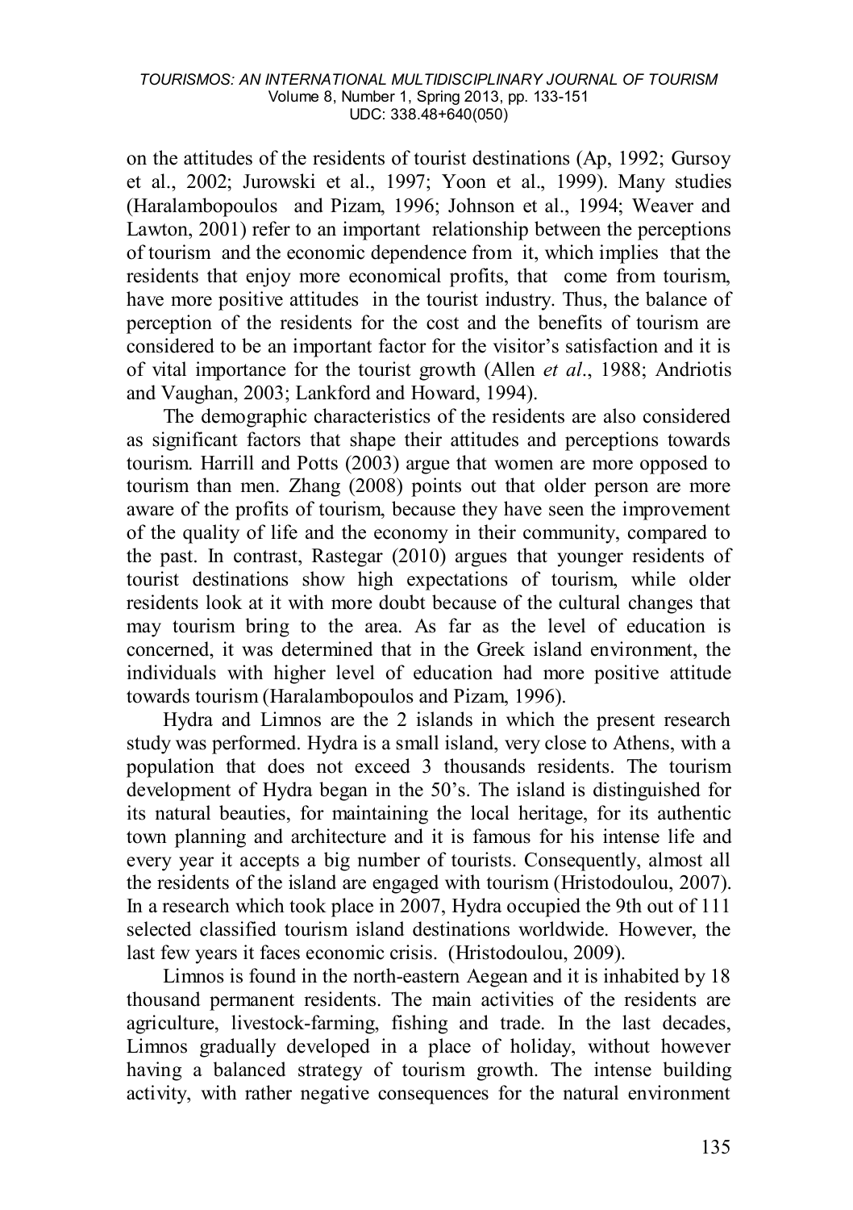on the attitudes of the residents of tourist destinations (Ap, 1992; Gursoy et al., 2002; Jurowski et al., 1997; Yoon et al., 1999). Many studies (Haralambopoulos and Pizam, 1996; Johnson et al., 1994; Weaver and Lawton, 2001) refer to an important relationship between the perceptions of tourism and the economic dependence from it, which implies that the residents that enjoy more economical profits, that come from tourism, have more positive attitudes in the tourist industry. Thus, the balance of perception of the residents for the cost and the benefits of tourism are considered to be an important factor for the visitor's satisfaction and it is of vital importance for the tourist growth (Allen *et al*., 1988; Andriotis and Vaughan, 2003; Lankford and Howard, 1994).

The demographic characteristics of the residents are also considered as significant factors that shape their attitudes and perceptions towards tourism. Harrill and Potts (2003) argue that women are more opposed to tourism than men. Zhang (2008) points out that older person are more aware of the profits of tourism, because they have seen the improvement of the quality of life and the economy in their community, compared to the past. In contrast, Rastegar (2010) argues that younger residents of tourist destinations show high expectations of tourism, while older residents look at it with more doubt because of the cultural changes that may tourism bring to the area. As far as the level of education is concerned, it was determined that in the Greek island environment, the individuals with higher level of education had more positive attitude towards tourism (Haralambopoulos and Pizam, 1996).

Hydra and Limnos are the 2 islands in which the present research study was performed. Hydra is a small island, very close to Athens, with a population that does not exceed 3 thousands residents. The tourism development of Hydra began in the 50's. The island is distinguished for its natural beauties, for maintaining the local heritage, for its authentic town planning and architecture and it is famous for his intense life and every year it accepts a big number of tourists. Consequently, almost all the residents of the island are engaged with tourism (Hristodoulou, 2007). In a research which took place in 2007, Hydra occupied the 9th out of 111 selected classified tourism island destinations worldwide. However, the last few years it faces economic crisis. (Hristodoulou, 2009).

Limnos is found in the north-eastern Aegean and it is inhabited by 18 thousand permanent residents. The main activities of the residents are agriculture, livestock-farming, fishing and trade. In the last decades, Limnos gradually developed in a place of holiday, without however having a balanced strategy of tourism growth. The intense building activity, with rather negative consequences for the natural environment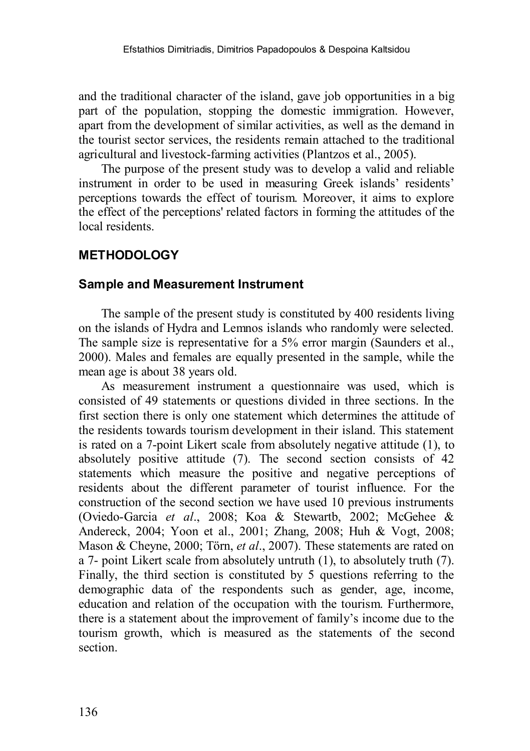and the traditional character of the island, gave job opportunities in a big part of the population, stopping the domestic immigration. However, apart from the development of similar activities, as well as the demand in the tourist sector services, the residents remain attached to the traditional agricultural and livestock-farming activities (Plantzos et al., 2005).

The purpose of the present study was to develop a valid and reliable instrument in order to be used in measuring Greek islands' residents' perceptions towards the effect of tourism. Moreover, it aims to explore the effect of the perceptions' related factors in forming the attitudes of the local residents.

## METHODOLOGY

### Sample and Measurement Instrument

The sample of the present study is constituted by 400 residents living on the islands of Hydra and Lemnos islands who randomly were selected. The sample size is representative for a 5% error margin (Saunders et al., 2000). Males and females are equally presented in the sample, while the mean age is about 38 years old.

As measurement instrument a questionnaire was used, which is consisted of 49 statements or questions divided in three sections. In the first section there is only one statement which determines the attitude of the residents towards tourism development in their island. This statement is rated on a 7-point Likert scale from absolutely negative attitude (1), to absolutely positive attitude (7). The second section consists of 42 statements which measure the positive and negative perceptions of residents about the different parameter of tourist influence. For the construction of the second section we have used 10 previous instruments (Oviedo-Garcia *et al*., 2008; Koa & Stewartb, 2002; McGehee & Andereck, 2004; Yoon et al., 2001; Zhang, 2008; Huh & Vogt, 2008; Mason & Cheyne, 2000; Törn, *et al*., 2007). These statements are rated on a 7- point Likert scale from absolutely untruth (1), to absolutely truth (7). Finally, the third section is constituted by 5 questions referring to the demographic data of the respondents such as gender, age, income, education and relation of the occupation with the tourism. Furthermore, there is a statement about the improvement of family's income due to the tourism growth, which is measured as the statements of the second section.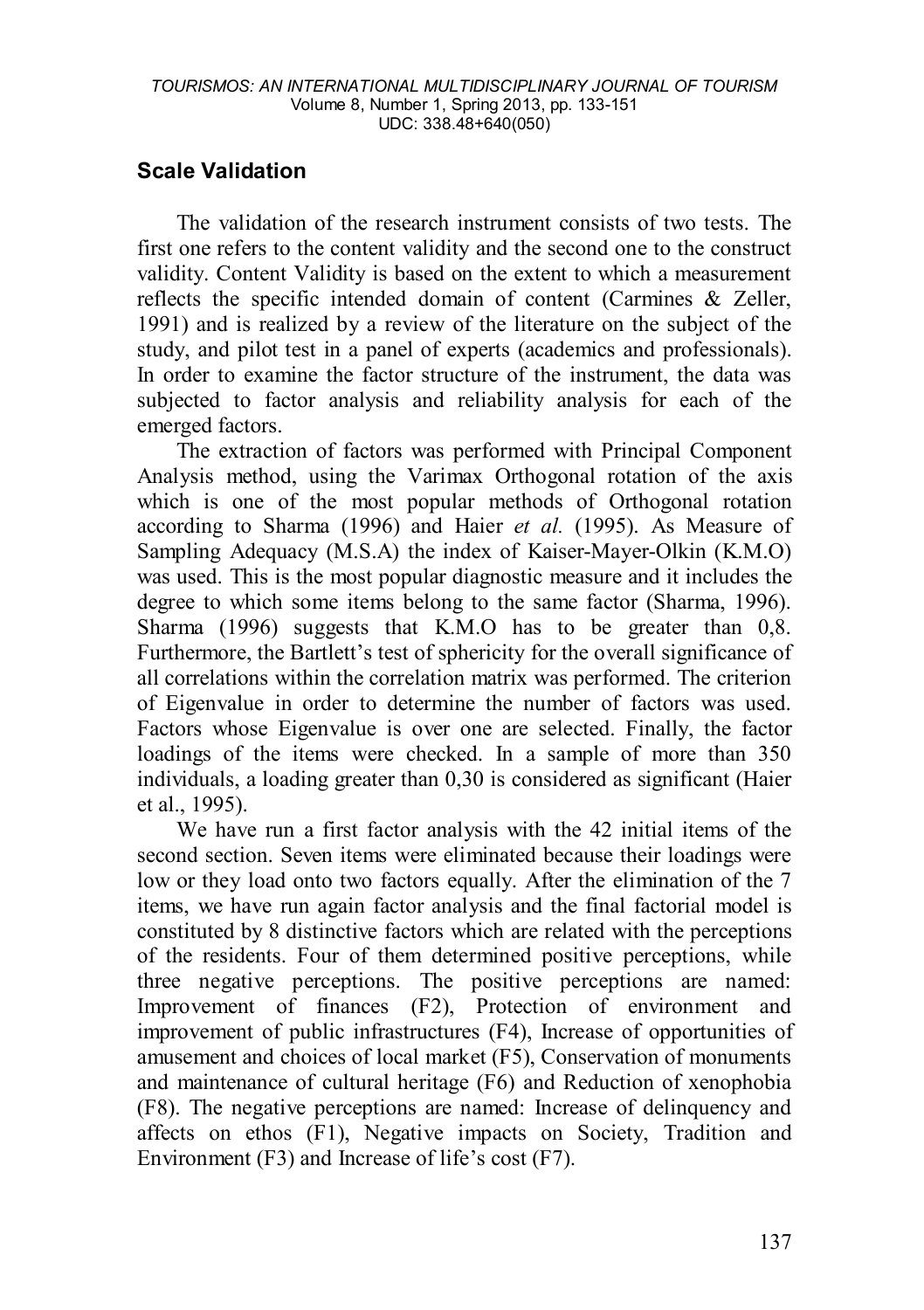## Scale Validation

The validation of the research instrument consists of two tests. The first one refers to the content validity and the second one to the construct validity. Content Validity is based on the extent to which a measurement reflects the specific intended domain of content (Carmines & Zeller, 1991) and is realized by a review of the literature on the subject of the study, and pilot test in a panel of experts (academics and professionals). In order to examine the factor structure of the instrument, the data was subjected to factor analysis and reliability analysis for each of the emerged factors.

The extraction of factors was performed with Principal Component Analysis method, using the Varimax Orthogonal rotation of the axis which is one of the most popular methods of Orthogonal rotation according to Sharma (1996) and Haier *et al.* (1995). As Measure of Sampling Adequacy (M.S.A) the index of Kaiser-Mayer-Olkin (K.M.O) was used. This is the most popular diagnostic measure and it includes the degree to which some items belong to the same factor (Sharma, 1996). Sharma (1996) suggests that K.M.O has to be greater than 0,8. Furthermore, the Bartlett's test of sphericity for the overall significance of all correlations within the correlation matrix was performed. The criterion of Eigenvalue in order to determine the number of factors was used. Factors whose Eigenvalue is over one are selected. Finally, the factor loadings of the items were checked. In a sample of more than 350 individuals, a loading greater than 0,30 is considered as significant (Haier et al., 1995).

We have run a first factor analysis with the 42 initial items of the second section. Seven items were eliminated because their loadings were low or they load onto two factors equally. After the elimination of the 7 items, we have run again factor analysis and the final factorial model is constituted by 8 distinctive factors which are related with the perceptions of the residents. Four of them determined positive perceptions, while three negative perceptions. The positive perceptions are named: Improvement of finances (F2), Protection of environment and improvement of public infrastructures (F4), Increase of opportunities of amusement and choices of local market (F5), Conservation of monuments and maintenance of cultural heritage (F6) and Reduction of xenophobia (F8). The negative perceptions are named: Increase of delinquency and affects on ethos (F1), Negative impacts on Society, Tradition and Environment (F3) and Increase of life's cost (F7).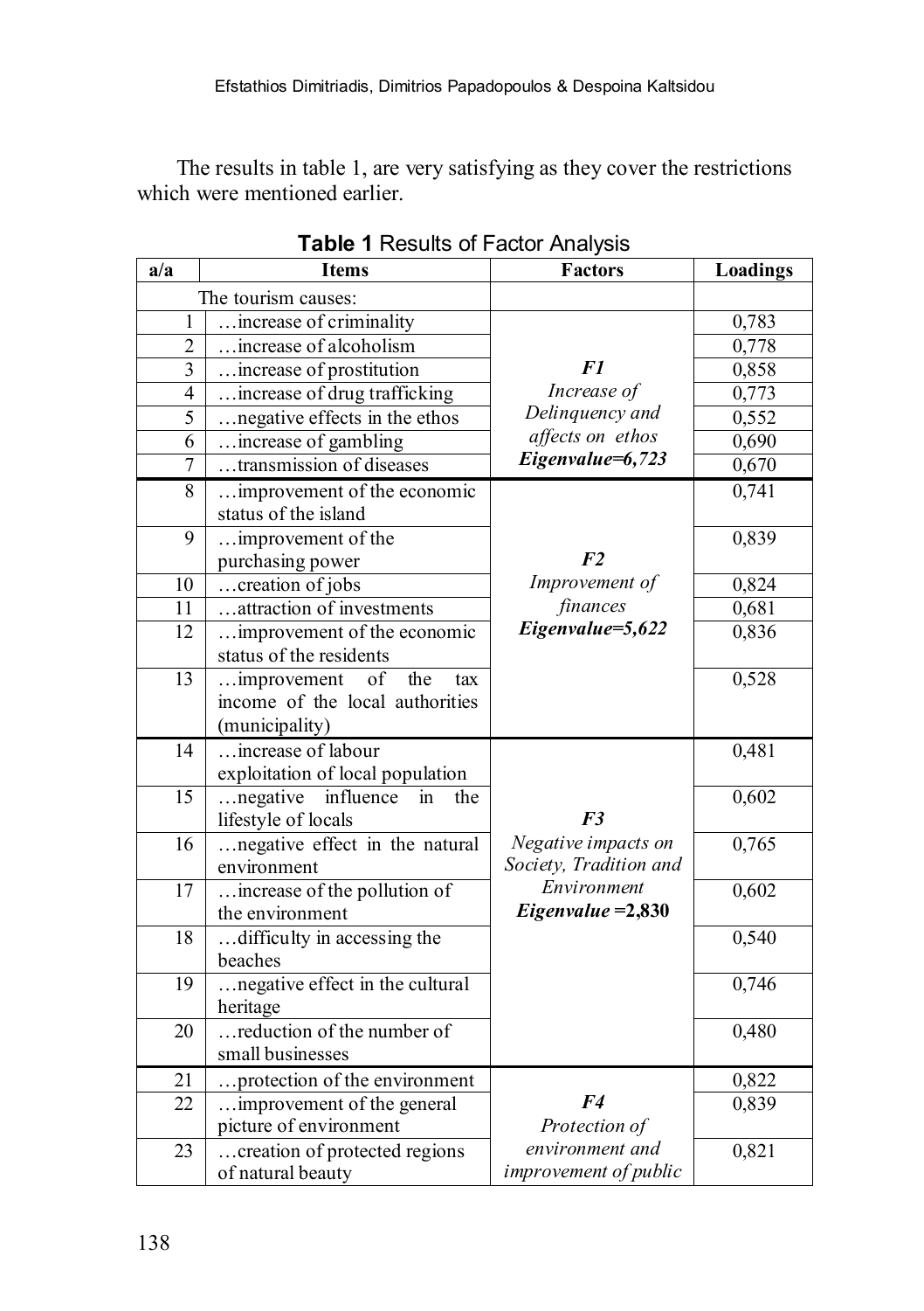The results in table 1, are very satisfying as they cover the restrictions which were mentioned earlier.

**Table 1** Results of Factor Analysis

| a/a | Items | Factors | Loadings |
|---|---|---|---|
| | The tourism causes: | | |
| 1 | …increase of criminality | ***F1*** *Increase of Delinquency and affects on ethos* ***Eigenvalue=6,723*** | 0,783 |
| 2 | …increase of alcoholism | | 0,778 |
| 3 | …increase of prostitution | | 0,858 |
| 4 | …increase of drug trafficking | | 0,773 |
| 5 | …negative effects in the ethos | | 0,552 |
| 6 | …increase of gambling | | 0,690 |
| 7 | …transmission of diseases | | 0,670 |
| 8 | …improvement of the economic status of the island | ***F2*** *Improvement of finances* ***Eigenvalue=5,622*** | 0,741 |
| 9 | …improvement of the purchasing power | | 0,839 |
| 10 | …creation of jobs | | 0,824 |
| 11 | …attraction of investments | | 0,681 |
| 12 | …improvement of the economic status of the residents | | 0,836 |
| 13 | …improvement of the tax income of the local authorities (municipality) | | 0,528 |
| 14 | …increase of labour exploitation of local population | ***F3*** *Negative impacts on Society, Tradition and Environment* ***Eigenvalue =2,830*** | 0,481 |
| 15 | …negative influence in the lifestyle of locals | | 0,602 |
| 16 | …negative effect in the natural environment | | 0,765 |
| 17 | …increase of the pollution of the environment | | 0,602 |
| 18 | …difficulty in accessing the beaches | | 0,540 |
| 19 | …negative effect in the cultural heritage | | 0,746 |
| 20 | …reduction of the number of small businesses | | 0,480 |
| 21 | …protection of the environment | ***F4*** *Protection of environment and improvement of public* | 0,822 |
| 22 | …improvement of the general picture of environment | | 0,839 |
| 23 | …creation of protected regions of natural beauty | | 0,821 |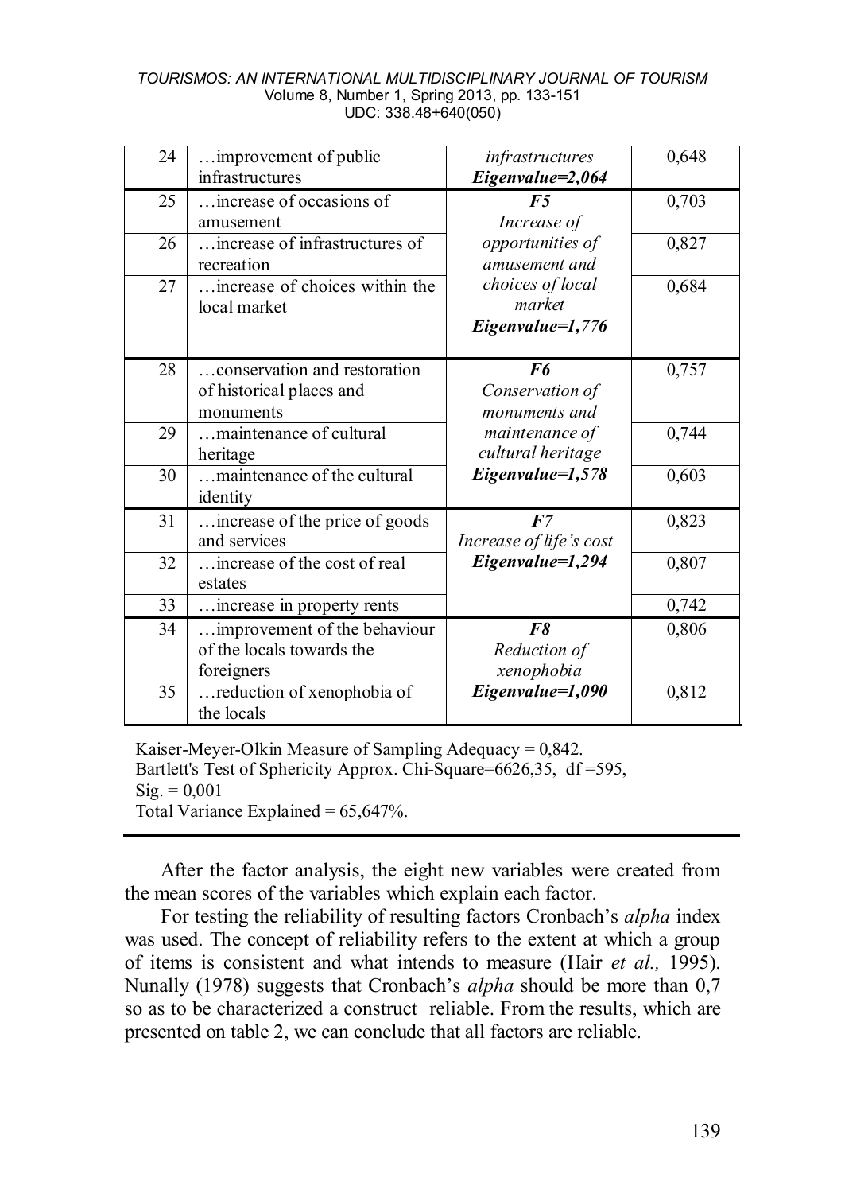| | | | |
|---|---|---|---|
| 24 | …improvement of public infrastructures | *infrastructures* ***Eigenvalue=2,064*** | 0,648 |
| 25 | …increase of occasions of amusement | ***F5*** *Increase of opportunities of amusement and choices of local market* ***Eigenvalue=1,776*** | 0,703 |
| 26 | …increase of infrastructures of recreation | | 0,827 |
| 27 | …increase of choices within the local market | | 0,684 |
| 28 | …conservation and restoration of historical places and monuments | ***F6*** *Conservation of monuments and maintenance of cultural heritage* ***Eigenvalue=1,578*** | 0,757 |
| 29 | …maintenance of cultural heritage | | 0,744 |
| 30 | …maintenance of the cultural identity | | 0,603 |
| 31 | …increase of the price of goods and services | ***F7*** *Increase of life's cost* ***Eigenvalue=1,294*** | 0,823 |
| 32 | …increase of the cost of real estates | | 0,807 |
| 33 | …increase in property rents | | 0,742 |
| 34 | …improvement of the behaviour of the locals towards the foreigners | ***F8*** *Reduction of xenophobia* ***Eigenvalue=1,090*** | 0,806 |
| 35 | …reduction of xenophobia of the locals | | 0,812 |

Kaiser-Meyer-Olkin Measure of Sampling Adequacy = 0,842.
Bartlett's Test of Sphericity Approx. Chi-Square=6626,35, df =595, Sig. = 0,001
Total Variance Explained = 65,647%.

After the factor analysis, the eight new variables were created from the mean scores of the variables which explain each factor.

For testing the reliability of resulting factors Cronbach's *alpha* index was used. The concept of reliability refers to the extent at which a group of items is consistent and what intends to measure (Hair *et al.,* 1995). Nunally (1978) suggests that Cronbach's *alpha* should be more than 0,7 so as to be characterized a construct reliable. From the results, which are presented on table 2, we can conclude that all factors are reliable.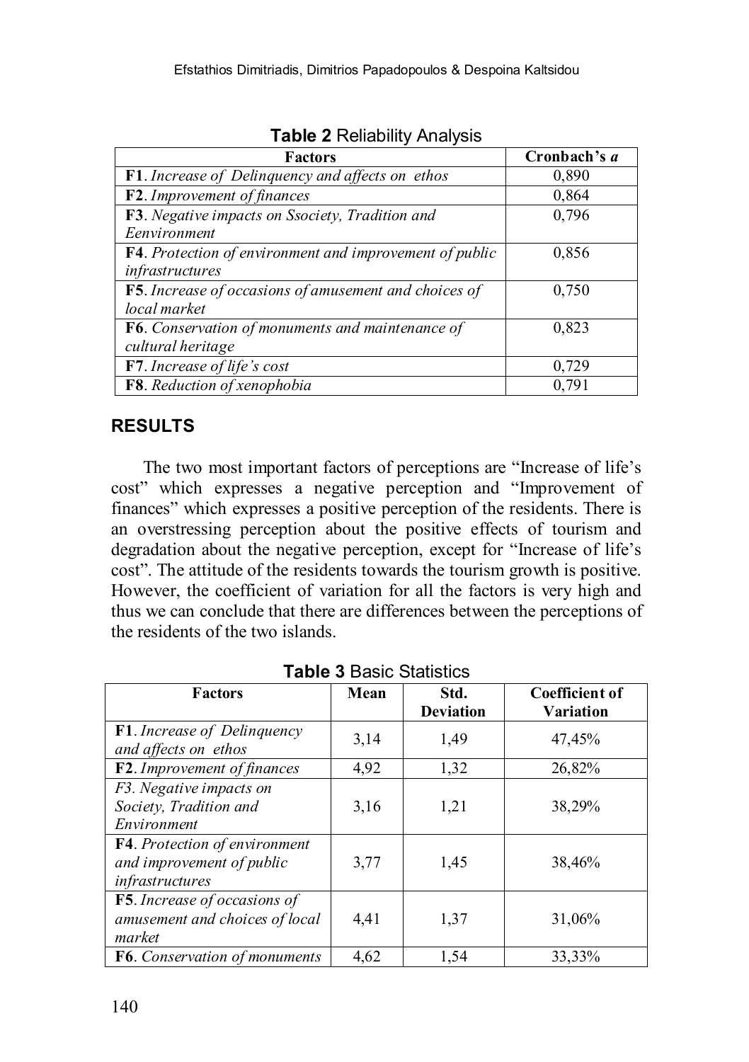**Table 2** Reliability Analysis

| Factors | Cronbach's *a* |
|---|---|
| **F1**. *Increase of Delinquency and affects on ethos* | 0,890 |
| **F2**. *Improvement of finances* | 0,864 |
| **F3**. *Negative impacts on Ssociety, Tradition and Eenvironment* | 0,796 |
| **F4**. *Protection of environment and improvement of public infrastructures* | 0,856 |
| **F5**. *Increase of occasions of amusement and choices of local market* | 0,750 |
| **F6**. *Conservation of monuments and maintenance of cultural heritage* | 0,823 |
| **F7**. *Increase of life's cost* | 0,729 |
| **F8**. *Reduction of xenophobia* | 0,791 |

## RESULTS

The two most important factors of perceptions are "Increase of life's cost" which expresses a negative perception and "Improvement of finances" which expresses a positive perception of the residents. There is an overstressing perception about the positive effects of tourism and degradation about the negative perception, except for "Increase of life's cost". The attitude of the residents towards the tourism growth is positive. However, the coefficient of variation for all the factors is very high and thus we can conclude that there are differences between the perceptions of the residents of the two islands.

**Table 3** Basic Statistics

| Factors | Mean | Std. Deviation | Coefficient of Variation |
|---|---|---|---|
| **F1**. *Increase of Delinquency and affects on ethos* | 3,14 | 1,49 | 47,45% |
| **F2**. *Improvement of finances* | 4,92 | 1,32 | 26,82% |
| *F3. Negative impacts on Society, Tradition and Environment* | 3,16 | 1,21 | 38,29% |
| **F4**. *Protection of environment and improvement of public infrastructures* | 3,77 | 1,45 | 38,46% |
| **F5**. *Increase of occasions of amusement and choices of local market* | 4,41 | 1,37 | 31,06% |
| **F6**. *Conservation of monuments* | 4,62 | 1,54 | 33,33% |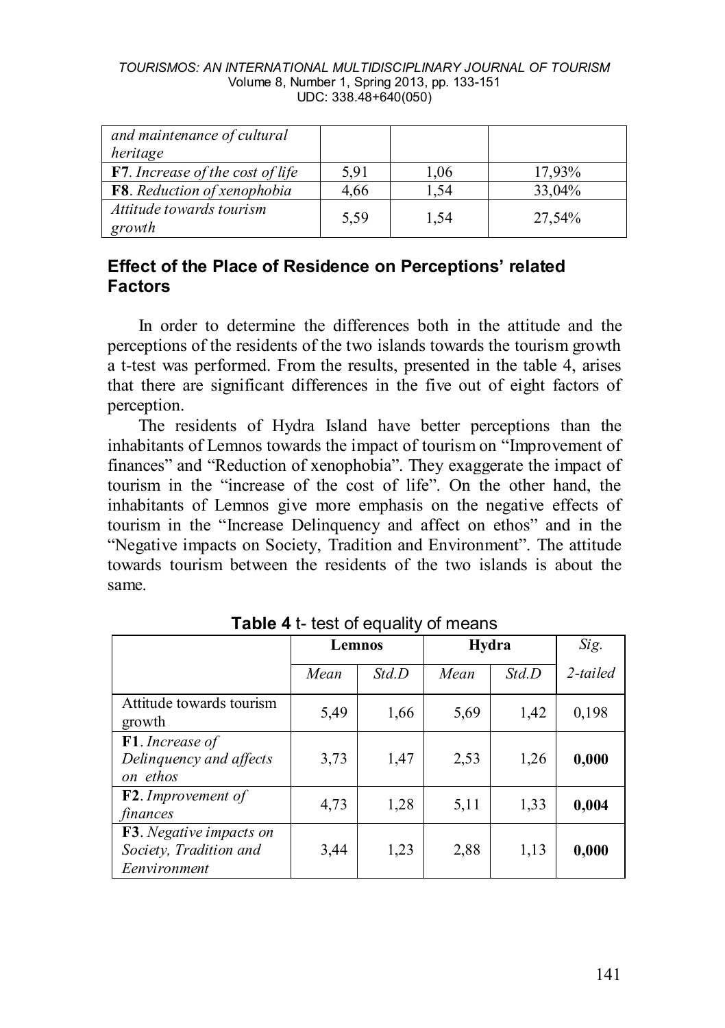| | | | |
|---|---|---|---|
| *and maintenance of cultural heritage* | | | |
| **F7**. *Increase of the cost of life* | 5,91 | 1,06 | 17,93% |
| **F8**. *Reduction of xenophobia* | 4,66 | 1,54 | 33,04% |
| *Attitude towards tourism growth* | 5,59 | 1,54 | 27,54% |

## Effect of the Place of Residence on Perceptions' related Factors

In order to determine the differences both in the attitude and the perceptions of the residents of the two islands towards the tourism growth a t-test was performed. From the results, presented in the table 4, arises that there are significant differences in the five out of eight factors of perception.

The residents of Hydra Island have better perceptions than the inhabitants of Lemnos towards the impact of tourism on "Improvement of finances" and "Reduction of xenophobia". They exaggerate the impact of tourism in the "increase of the cost of life". On the other hand, the inhabitants of Lemnos give more emphasis on the negative effects of tourism in the "Increase Delinquency and affect on ethos" and in the "Negative impacts on Society, Tradition and Environment". The attitude towards tourism between the residents of the two islands is about the same.

**Table 4** t- test of equality of means

| | Lemnos | | Hydra | | *Sig.* |
|---|---|---|---|---|---|
| | *Mean* | *Std.D* | *Mean* | *Std.D* | *2-tailed* |
| Attitude towards tourism growth | 5,49 | 1,66 | 5,69 | 1,42 | 0,198 |
| **F1**. *Increase of Delinquency and affects on ethos* | 3,73 | 1,47 | 2,53 | 1,26 | **0,000** |
| **F2**. *Improvement of finances* | 4,73 | 1,28 | 5,11 | 1,33 | **0,004** |
| **F3**. *Negative impacts on Society, Tradition and Eenvironment* | 3,44 | 1,23 | 2,88 | 1,13 | **0,000** |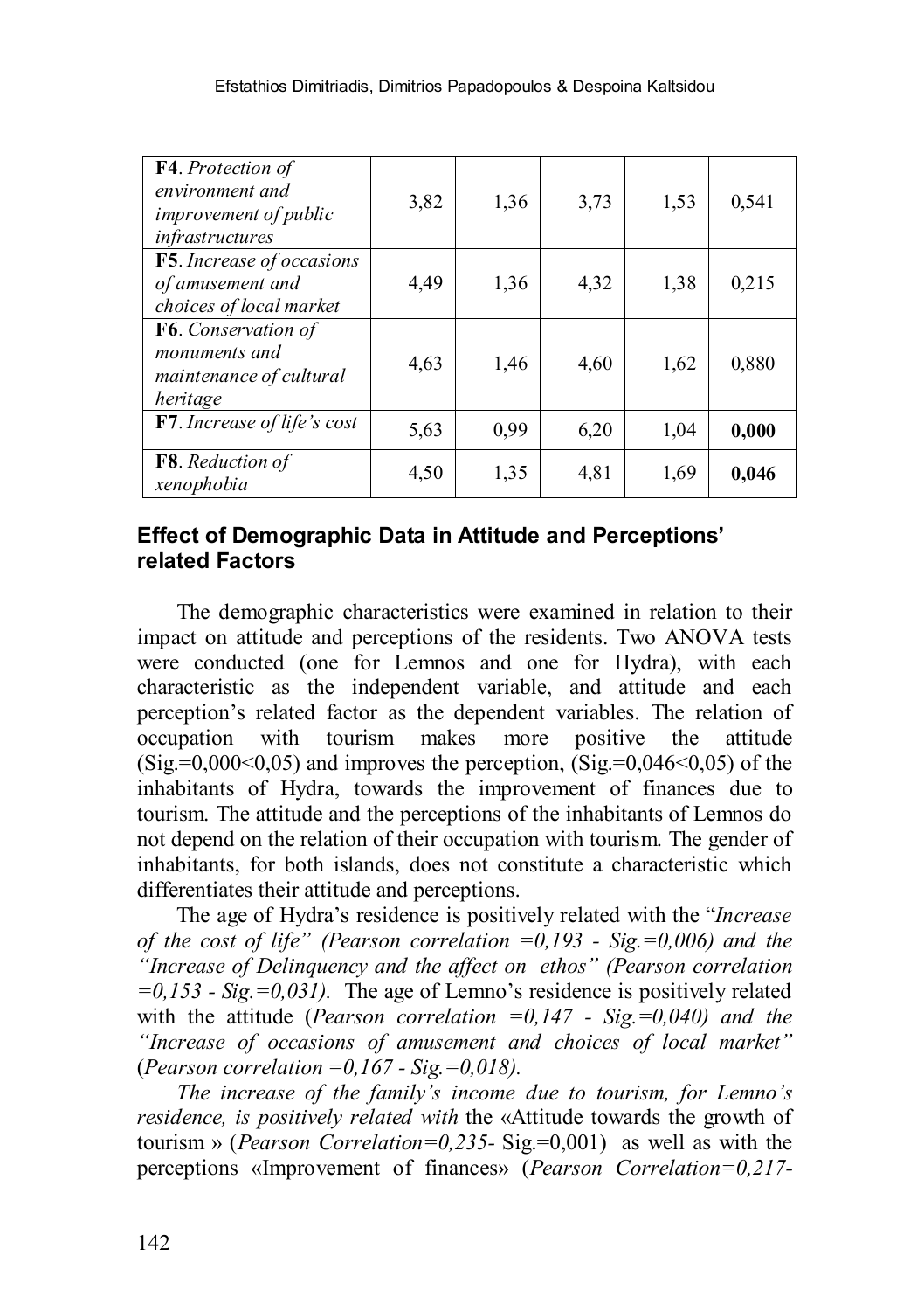| | | | | | |
|---|---|---|---|---|---|
| **F4**. *Protection of environment and improvement of public infrastructures* | 3,82 | 1,36 | 3,73 | 1,53 | 0,541 |
| **F5**. *Increase of occasions of amusement and choices of local market* | 4,49 | 1,36 | 4,32 | 1,38 | 0,215 |
| **F6**. *Conservation of monuments and maintenance of cultural heritage* | 4,63 | 1,46 | 4,60 | 1,62 | 0,880 |
| **F7**. *Increase of life's cost* | 5,63 | 0,99 | 6,20 | 1,04 | **0,000** |
| **F8**. *Reduction of xenophobia* | 4,50 | 1,35 | 4,81 | 1,69 | **0,046** |

## Effect of Demographic Data in Attitude and Perceptions' related Factors

The demographic characteristics were examined in relation to their impact on attitude and perceptions of the residents. Two ANOVA tests were conducted (one for Lemnos and one for Hydra), with each characteristic as the independent variable, and attitude and each perception's related factor as the dependent variables. The relation of occupation with tourism makes more positive the attitude (Sig.=0,000<0,05) and improves the perception, (Sig.=0,046<0,05) of the inhabitants of Hydra, towards the improvement of finances due to tourism. The attitude and the perceptions of the inhabitants of Lemnos do not depend on the relation of their occupation with tourism. The gender of inhabitants, for both islands, does not constitute a characteristic which differentiates their attitude and perceptions.

The age of Hydra's residence is positively related with the "*Increase of the cost of life" (Pearson correlation =0,193 - Sig.=0,006) and the "Increase of Delinquency and the affect on ethos" (Pearson correlation =0,153 - Sig.=0,031).* The age of Lemno's residence is positively related with the attitude (*Pearson correlation =0,147 - Sig.=0,040) and the "Increase of occasions of amusement and choices of local market"* (*Pearson correlation =0,167 - Sig.=0,018).*

*The increase of the family's income due to tourism, for Lemno's residence, is positively related with* the «Attitude towards the growth of tourism » (*Pearson Correlation=0,235-* Sig.=0,001) as well as with the perceptions «Improvement of finances» (*Pearson Correlation=0,217-*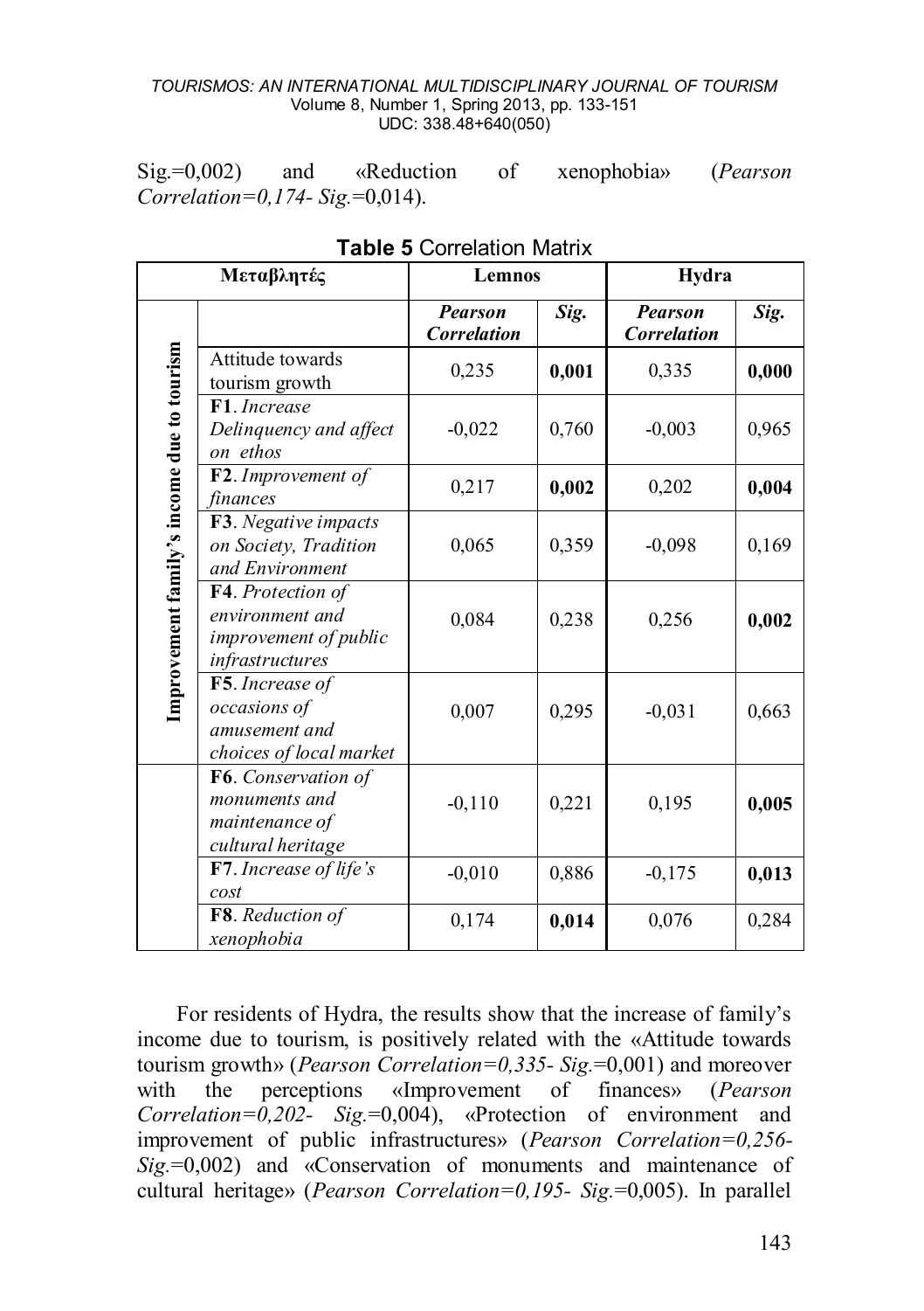Sig.=0,002) and «Reduction of xenophobia» (*Pearson Correlation=0,174- Sig.*=0,014).

**Table 5** Correlation Matrix

| Μεταβλητές | | Lemnos | | Hydra | |
|---|---|---|---|---|---|
| | | ***Pearson Correlation*** | ***Sig.*** | ***Pearson Correlation*** | ***Sig.*** |
| **Improvement family's income due to tourism** | Attitude towards tourism growth | 0,235 | **0,001** | 0,335 | **0,000** |
| | **F1**. *Increase Delinquency and affect on ethos* | -0,022 | 0,760 | -0,003 | 0,965 |
| | **F2**. *Improvement of finances* | 0,217 | **0,002** | 0,202 | **0,004** |
| | **F3**. *Negative impacts on Society, Tradition and Environment* | 0,065 | 0,359 | -0,098 | 0,169 |
| | **F4**. *Protection of environment and improvement of public infrastructures* | 0,084 | 0,238 | 0,256 | **0,002** |
| | **F5**. *Increase of occasions of amusement and choices of local market* | 0,007 | 0,295 | -0,031 | 0,663 |
| | **F6**. *Conservation of monuments and maintenance of cultural heritage* | -0,110 | 0,221 | 0,195 | **0,005** |
| | **F7**. *Increase of life's cost* | -0,010 | 0,886 | -0,175 | **0,013** |
| | **F8**. *Reduction of xenophobia* | 0,174 | **0,014** | 0,076 | 0,284 |

For residents of Hydra, the results show that the increase of family's income due to tourism, is positively related with the «Attitude towards tourism growth» (*Pearson Correlation=0,335- Sig.*=0,001) and moreover with the perceptions «Improvement of finances» (*Pearson Correlation=0,202- Sig.*=0,004), «Protection of environment and improvement of public infrastructures» (*Pearson Correlation=0,256- Sig.*=0,002) and «Conservation of monuments and maintenance of cultural heritage» (*Pearson Correlation=0,195- Sig.*=0,005). In parallel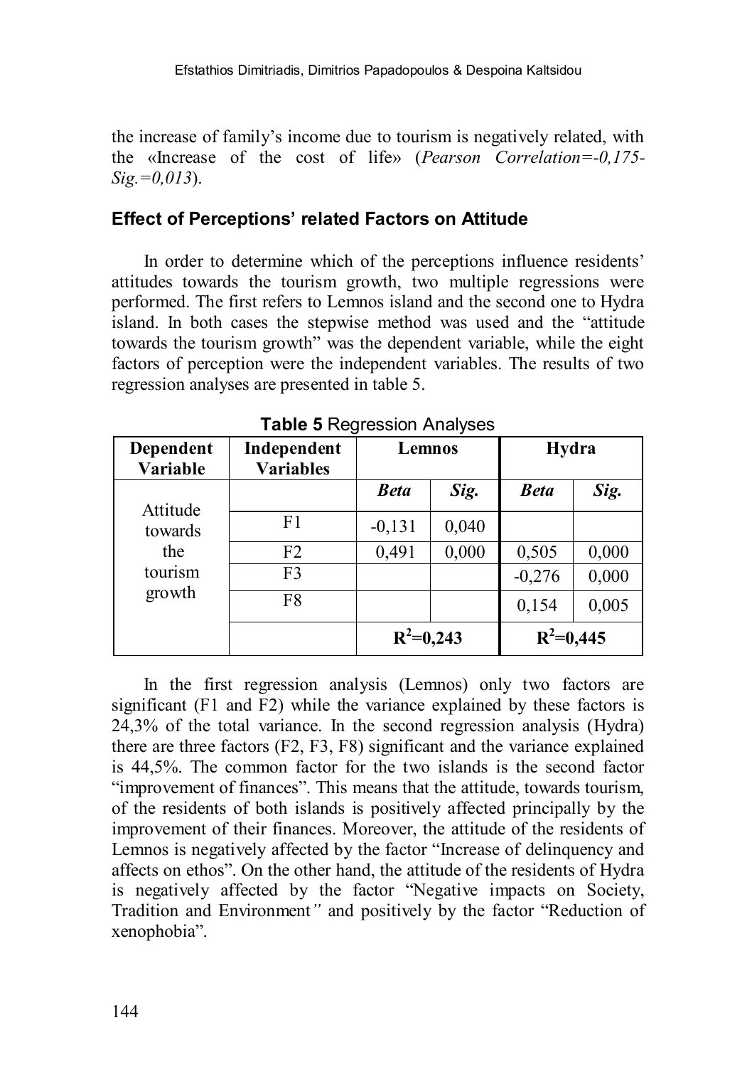the increase of family's income due to tourism is negatively related, with the «Increase of the cost of life» (*Pearson Correlation=-0,175- Sig.=0,013*).

### Effect of Perceptions' related Factors on Attitude

In order to determine which of the perceptions influence residents' attitudes towards the tourism growth, two multiple regressions were performed. The first refers to Lemnos island and the second one to Hydra island. In both cases the stepwise method was used and the "attitude towards the tourism growth" was the dependent variable, while the eight factors of perception were the independent variables. The results of two regression analyses are presented in table 5.

**Table 5** Regression Analyses

| Dependent Variable | Independent Variables | Lemnos | | Hydra | |
|---|---|---|---|---|---|
| | | ***Beta*** | ***Sig.*** | ***Beta*** | ***Sig.*** |
| Attitude towards the tourism growth | F1 | -0,131 | 0,040 | | |
| | F2 | 0,491 | 0,000 | 0,505 | 0,000 |
| | F3 | | | -0,276 | 0,000 |
| | F8 | | | 0,154 | 0,005 |
| | | $R^2$=0,243 | | $R^2$=0,445 | |

In the first regression analysis (Lemnos) only two factors are significant (F1 and F2) while the variance explained by these factors is 24,3% of the total variance. In the second regression analysis (Hydra) there are three factors (F2, F3, F8) significant and the variance explained is 44,5%. The common factor for the two islands is the second factor "improvement of finances". This means that the attitude, towards tourism, of the residents of both islands is positively affected principally by the improvement of their finances. Moreover, the attitude of the residents of Lemnos is negatively affected by the factor "Increase of delinquency and affects on ethos". On the other hand, the attitude of the residents of Hydra is negatively affected by the factor "Negative impacts on Society, Tradition and Environment*"* and positively by the factor "Reduction of xenophobia".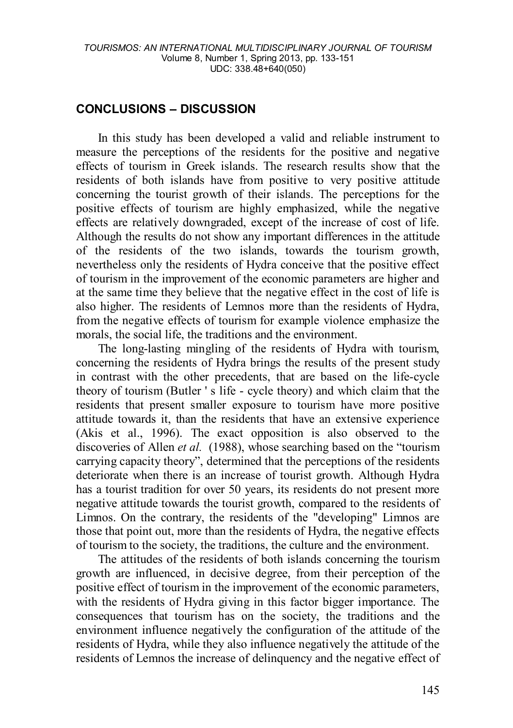## CONCLUSIONS – DISCUSSION

In this study has been developed a valid and reliable instrument to measure the perceptions of the residents for the positive and negative effects of tourism in Greek islands. The research results show that the residents of both islands have from positive to very positive attitude concerning the tourist growth of their islands. The perceptions for the positive effects of tourism are highly emphasized, while the negative effects are relatively downgraded, except of the increase of cost of life. Although the results do not show any important differences in the attitude of the residents of the two islands, towards the tourism growth, nevertheless only the residents of Hydra conceive that the positive effect of tourism in the improvement of the economic parameters are higher and at the same time they believe that the negative effect in the cost of life is also higher. The residents of Lemnos more than the residents of Hydra, from the negative effects of tourism for example violence emphasize the morals, the social life, the traditions and the environment.

The long-lasting mingling of the residents of Hydra with tourism, concerning the residents of Hydra brings the results of the present study in contrast with the other precedents, that are based on the life-cycle theory of tourism (Butler ' s life - cycle theory) and which claim that the residents that present smaller exposure to tourism have more positive attitude towards it, than the residents that have an extensive experience (Akis et al., 1996). The exact opposition is also observed to the discoveries of Allen *et al.* (1988), whose searching based on the "tourism carrying capacity theory", determined that the perceptions of the residents deteriorate when there is an increase of tourist growth. Although Hydra has a tourist tradition for over 50 years, its residents do not present more negative attitude towards the tourist growth, compared to the residents of Limnos. On the contrary, the residents of the "developing" Limnos are those that point out, more than the residents of Hydra, the negative effects of tourism to the society, the traditions, the culture and the environment.

The attitudes of the residents of both islands concerning the tourism growth are influenced, in decisive degree, from their perception of the positive effect of tourism in the improvement of the economic parameters, with the residents of Hydra giving in this factor bigger importance. The consequences that tourism has on the society, the traditions and the environment influence negatively the configuration of the attitude of the residents of Hydra, while they also influence negatively the attitude of the residents of Lemnos the increase of delinquency and the negative effect of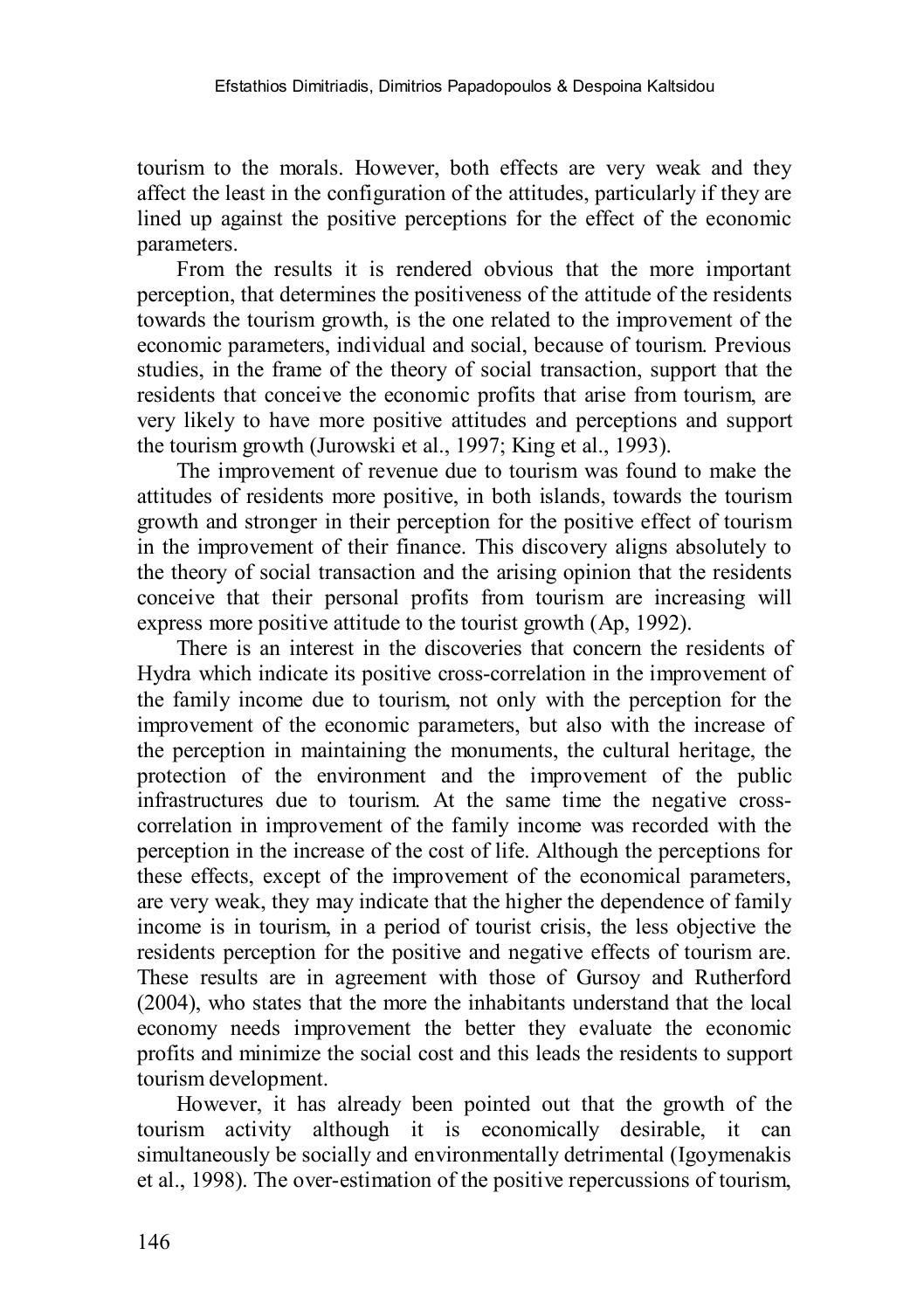tourism to the morals. However, both effects are very weak and they affect the least in the configuration of the attitudes, particularly if they are lined up against the positive perceptions for the effect of the economic parameters.

From the results it is rendered obvious that the more important perception, that determines the positiveness of the attitude of the residents towards the tourism growth, is the one related to the improvement of the economic parameters, individual and social, because of tourism. Previous studies, in the frame of the theory of social transaction, support that the residents that conceive the economic profits that arise from tourism, are very likely to have more positive attitudes and perceptions and support the tourism growth (Jurowski et al., 1997; King et al., 1993).

The improvement of revenue due to tourism was found to make the attitudes of residents more positive, in both islands, towards the tourism growth and stronger in their perception for the positive effect of tourism in the improvement of their finance. This discovery aligns absolutely to the theory of social transaction and the arising opinion that the residents conceive that their personal profits from tourism are increasing will express more positive attitude to the tourist growth (Ap, 1992).

There is an interest in the discoveries that concern the residents of Hydra which indicate its positive cross-correlation in the improvement of the family income due to tourism, not only with the perception for the improvement of the economic parameters, but also with the increase of the perception in maintaining the monuments, the cultural heritage, the protection of the environment and the improvement of the public infrastructures due to tourism. At the same time the negative cross-correlation in improvement of the family income was recorded with the perception in the increase of the cost of life. Although the perceptions for these effects, except of the improvement of the economical parameters, are very weak, they may indicate that the higher the dependence of family income is in tourism, in a period of tourist crisis, the less objective the residents perception for the positive and negative effects of tourism are. These results are in agreement with those of Gursoy and Rutherford (2004), who states that the more the inhabitants understand that the local economy needs improvement the better they evaluate the economic profits and minimize the social cost and this leads the residents to support tourism development.

However, it has already been pointed out that the growth of the tourism activity although it is economically desirable, it can simultaneously be socially and environmentally detrimental (Igoymenakis et al., 1998). The over-estimation of the positive repercussions of tourism,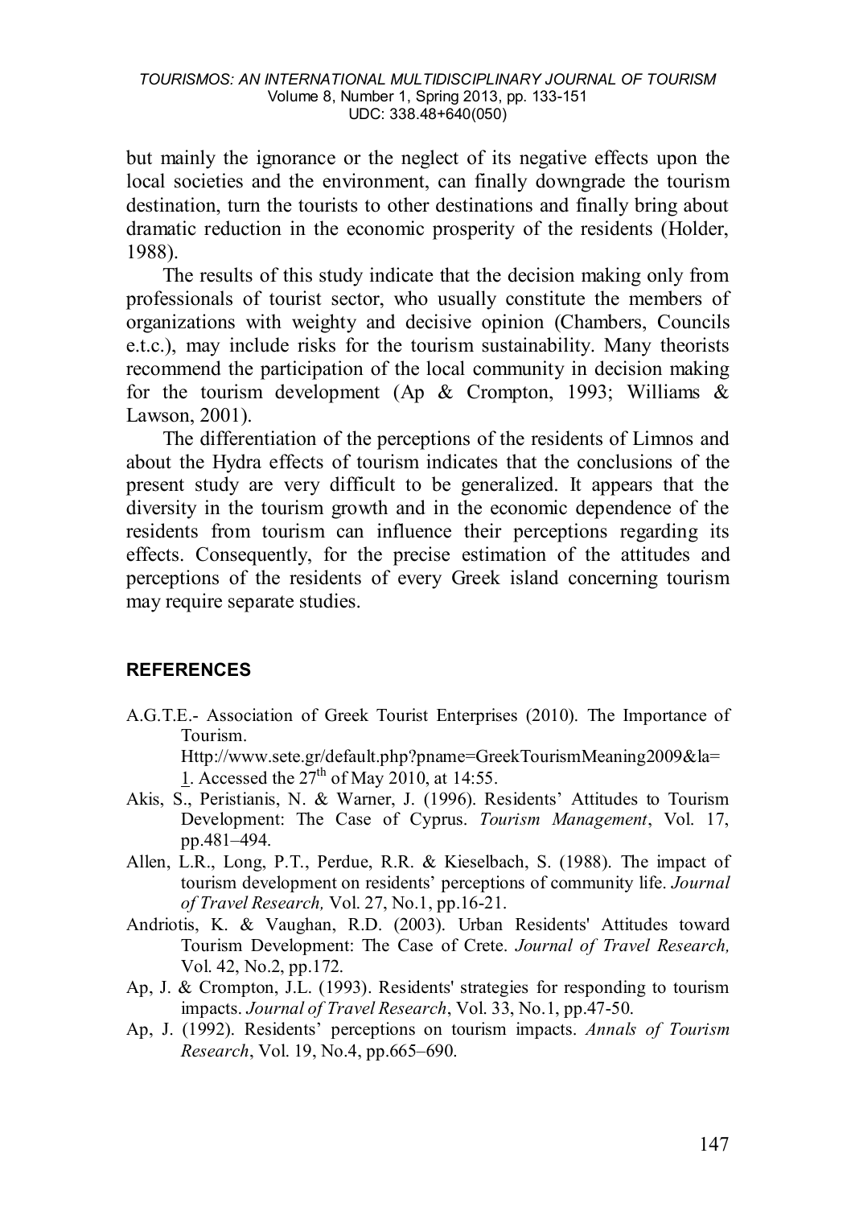but mainly the ignorance or the neglect of its negative effects upon the local societies and the environment, can finally downgrade the tourism destination, turn the tourists to other destinations and finally bring about dramatic reduction in the economic prosperity of the residents (Holder, 1988).

The results of this study indicate that the decision making only from professionals of tourist sector, who usually constitute the members of organizations with weighty and decisive opinion (Chambers, Councils e.t.c.), may include risks for the tourism sustainability. Many theorists recommend the participation of the local community in decision making for the tourism development (Ap & Crompton, 1993; Williams & Lawson, 2001).

The differentiation of the perceptions of the residents of Limnos and about the Hydra effects of tourism indicates that the conclusions of the present study are very difficult to be generalized. It appears that the diversity in the tourism growth and in the economic dependence of the residents from tourism can influence their perceptions regarding its effects. Consequently, for the precise estimation of the attitudes and perceptions of the residents of every Greek island concerning tourism may require separate studies.

## REFERENCES

A.G.T.E.- Association of Greek Tourist Enterprises (2010). The Importance of Tourism. Http://www.sete.gr/default.php?pname=GreekTourismMeaning2009&la=1. Accessed the 27th of May 2010, at 14:55.

Akis, S., Peristianis, N. & Warner, J. (1996). Residents' Attitudes to Tourism Development: The Case of Cyprus. *Tourism Management*, Vol. 17, pp.481–494.

Allen, L.R., Long, P.T., Perdue, R.R. & Kieselbach, S. (1988). The impact of tourism development on residents' perceptions of community life. *Journal of Travel Research,* Vol. 27, No.1, pp.16-21.

Andriotis, K. & Vaughan, R.D. (2003). Urban Residents' Attitudes toward Tourism Development: The Case of Crete. *Journal of Travel Research,* Vol. 42, No.2, pp.172.

Ap, J. & Crompton, J.L. (1993). Residents' strategies for responding to tourism impacts. *Journal of Travel Research*, Vol. 33, No.1, pp.47-50.

Ap, J. (1992). Residents' perceptions on tourism impacts. *Annals of Tourism Research*, Vol. 19, No.4, pp.665–690.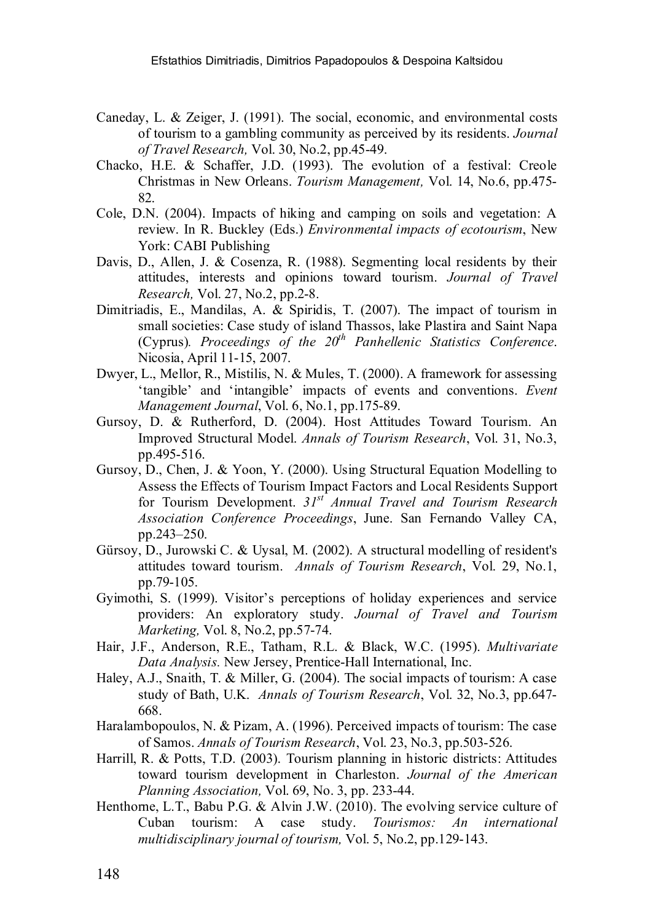Caneday, L. & Zeiger, J. (1991). The social, economic, and environmental costs of tourism to a gambling community as perceived by its residents. *Journal of Travel Research,* Vol. 30, No.2, pp.45-49.

Chacko, H.E. & Schaffer, J.D. (1993). The evolution of a festival: Creole Christmas in New Orleans. *Tourism Management,* Vol. 14, No.6, pp.475-82.

Cole, D.N. (2004). Impacts of hiking and camping on soils and vegetation: A review. In R. Buckley (Eds.) *Environmental impacts of ecotourism*, New York: CABI Publishing

Davis, D., Allen, J. & Cosenza, R. (1988). Segmenting local residents by their attitudes, interests and opinions toward tourism. *Journal of Travel Research,* Vol. 27, No.2, pp.2-8.

Dimitriadis, E., Mandilas, A. & Spiridis, T. (2007). The impact of tourism in small societies: Case study of island Thassos, lake Plastira and Saint Napa (Cyprus). *Proceedings of the 20th Panhellenic Statistics Conference*. Nicosia, April 11-15, 2007.

Dwyer, L., Mellor, R., Mistilis, N. & Mules, T. (2000). A framework for assessing 'tangible' and 'intangible' impacts of events and conventions. *Event Management Journal*, Vol. 6, No.1, pp.175-89.

Gursoy, D. & Rutherford, D. (2004). Host Attitudes Toward Tourism. An Improved Structural Model. *Annals of Tourism Research*, Vol. 31, No.3, pp.495-516.

Gursoy, D., Chen, J. & Yoon, Y. (2000). Using Structural Equation Modelling to Assess the Effects of Tourism Impact Factors and Local Residents Support for Tourism Development. *31st Annual Travel and Tourism Research Association Conference Proceedings*, June. San Fernando Valley CA, pp.243–250.

Gürsoy, D., Jurowski C. & Uysal, M. (2002). A structural modelling of resident's attitudes toward tourism. *Annals of Tourism Research*, Vol. 29, No.1, pp.79-105.

Gyimothi, S. (1999). Visitor's perceptions of holiday experiences and service providers: An exploratory study. *Journal of Travel and Tourism Marketing,* Vol. 8, No.2, pp.57-74.

Hair, J.F., Anderson, R.E., Tatham, R.L. & Black, W.C. (1995). *Multivariate Data Analysis.* New Jersey, Prentice-Hall International, Inc.

Haley, A.J., Snaith, T. & Miller, G. (2004). The social impacts of tourism: A case study of Bath, U.K. *Annals of Tourism Research*, Vol. 32, No.3, pp.647-668.

Haralambopoulos, N. & Pizam, A. (1996). Perceived impacts of tourism: The case of Samos. *Annals of Tourism Research*, Vol. 23, No.3, pp.503-526.

Harrill, R. & Potts, T.D. (2003). Tourism planning in historic districts: Attitudes toward tourism development in Charleston. *Journal of the American Planning Association,* Vol. 69, No. 3, pp. 233-44.

Henthorne, L.T., Babu P.G. & Alvin J.W. (2010). The evolving service culture of Cuban tourism: A case study. *Tourismos: An international multidisciplinary journal of tourism,* Vol. 5, No.2, pp.129-143.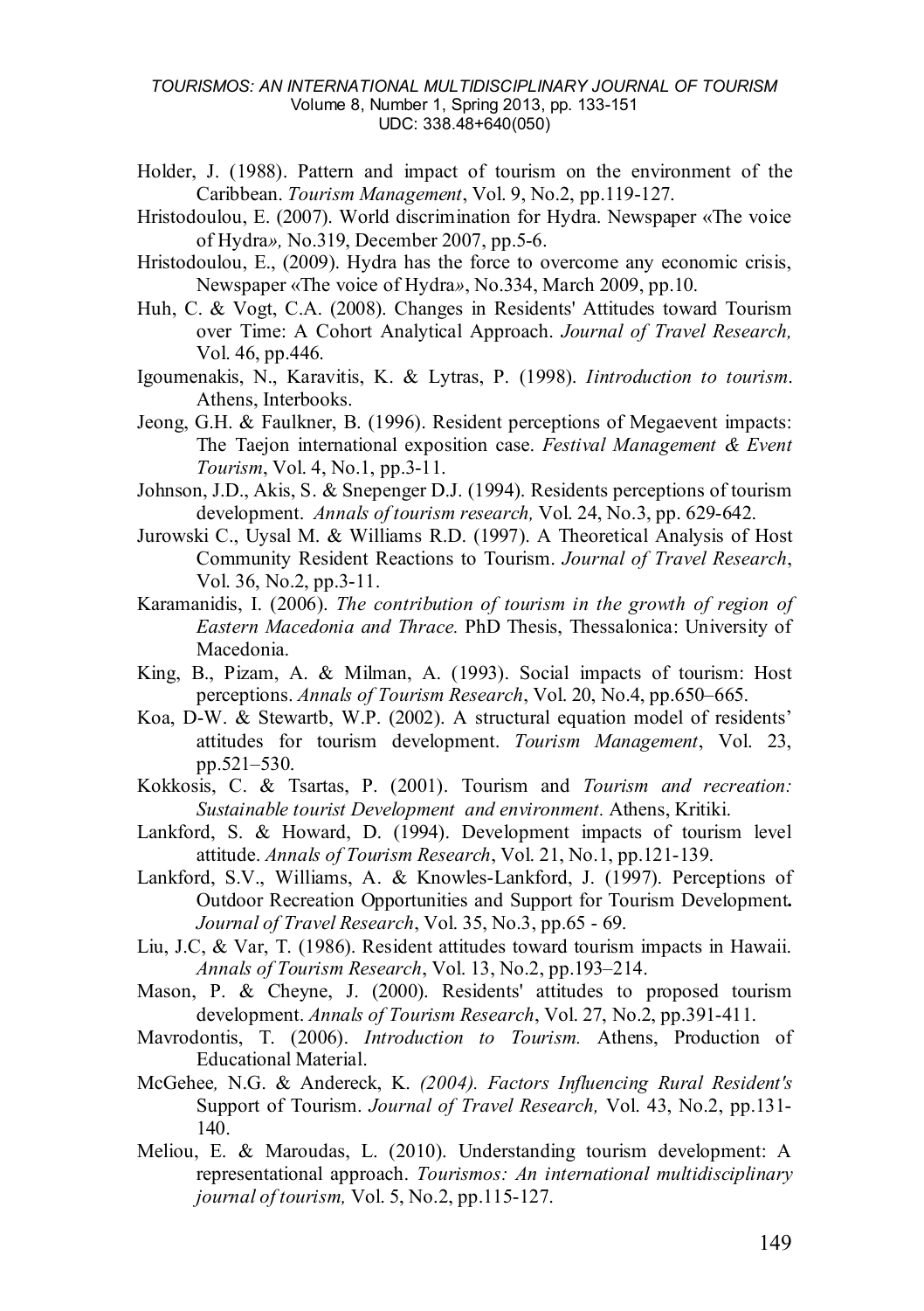Holder, J. (1988). Pattern and impact of tourism on the environment of the Caribbean. *Tourism Management*, Vol. 9, No.2, pp.119-127.

Hristodoulou, E. (2007). World discrimination for Hydra. Newspaper «The voice of Hydra*»,* No.319, December 2007, pp.5-6.

Hristodoulou, E., (2009). Hydra has the force to overcome any economic crisis, Newspaper «The voice of Hydra», No.334, March 2009, pp.10.

Huh, C. & Vogt, C.A. (2008). Changes in Residents' Attitudes toward Tourism over Time: A Cohort Analytical Approach. *Journal of Travel Research,* Vol. 46, pp.446.

Igoumenakis, N., Karavitis, K. & Lytras, P. (1998). *Iintroduction to tourism*. Athens, Interbooks.

Jeong, G.H. & Faulkner, B. (1996). Resident perceptions of Megaevent impacts: The Taejon international exposition case. *Festival Management & Event Tourism*, Vol. 4, No.1, pp.3-11.

Johnson, J.D., Akis, S. & Snepenger D.J. (1994). Residents perceptions of tourism development. *Annals of tourism research,* Vol. 24, No.3, pp. 629-642.

Jurowski C., Uysal M. & Williams R.D. (1997). A Theoretical Analysis of Host Community Resident Reactions to Tourism. *Journal of Travel Research*, Vol. 36, No.2, pp.3-11.

Karamanidis, I. (2006). *The contribution of tourism in the growth of region of Eastern Macedonia and Thrace.* PhD Thesis, Thessalonica: University of Macedonia.

King, B., Pizam, A. & Milman, A. (1993). Social impacts of tourism: Host perceptions. *Annals of Tourism Research*, Vol. 20, No.4, pp.650–665.

Koa, D-W. & Stewartb, W.P. (2002). A structural equation model of residents' attitudes for tourism development. *Tourism Management*, Vol. 23, pp.521–530.

Kokkosis, C. & Tsartas, P. (2001). Tourism and *Tourism and recreation: Sustainable tourist Development and environment*. Athens, Kritiki.

Lankford, S. & Howard, D. (1994). Development impacts of tourism level attitude. *Annals of Tourism Research*, Vol. 21, No.1, pp.121-139.

Lankford, S.V., Williams, A. & Knowles-Lankford, J. (1997). Perceptions of Outdoor Recreation Opportunities and Support for Tourism Development**.** *Journal of Travel Research*, Vol. 35, No.3, pp.65 - 69.

Liu, J.C, & Var, T. (1986). Resident attitudes toward tourism impacts in Hawaii. *Annals of Tourism Research*, Vol. 13, No.2, pp.193–214.

Mason, P. & Cheyne, J. (2000). Residents' attitudes to proposed tourism development. *Annals of Tourism Research*, Vol. 27, No.2, pp.391-411.

Mavrodontis, T. (2006). *Introduction to Tourism.* Athens, Production of Educational Material.

McGehee*,* N.G. & Andereck, K. *(2004). Factors Influencing Rural Resident's* Support of Tourism. *Journal of Travel Research,* Vol. 43, No.2, pp.131-140.

Meliou, E. & Maroudas, L. (2010). Understanding tourism development: A representational approach. *Tourismos: An international multidisciplinary journal of tourism,* Vol. 5, No.2, pp.115-127.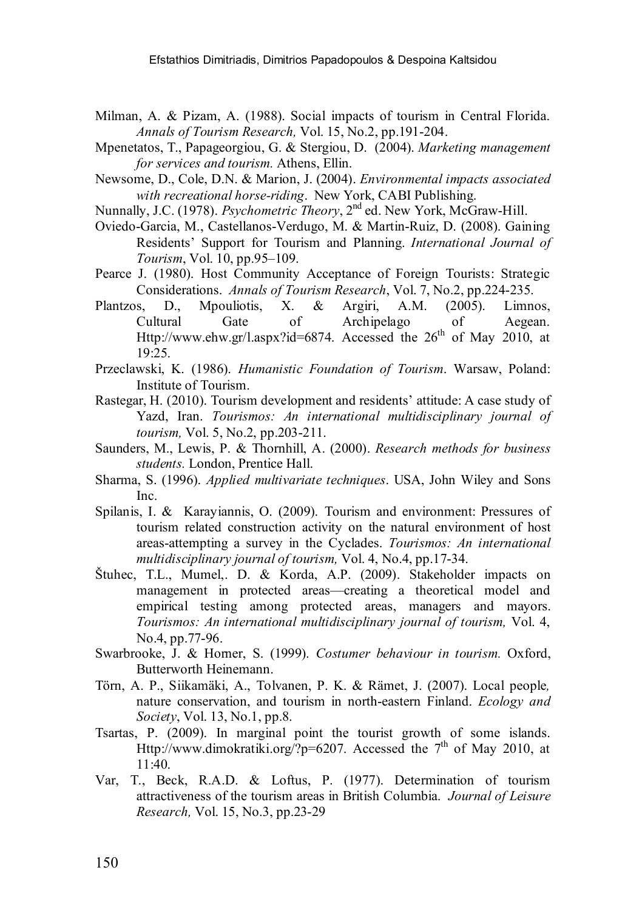Milman, A. & Pizam, A. (1988). Social impacts of tourism in Central Florida. *Annals of Tourism Research,* Vol. 15, No.2, pp.191-204.

Mpenetatos, T., Papageorgiou, G. & Stergiou, D. (2004). *Marketing management for services and tourism.* Athens, Ellin.

Newsome, D., Cole, D.N. & Marion, J. (2004). *Environmental impacts associated with recreational horse-riding*. New York, CABI Publishing.

Nunnally, J.C. (1978). *Psychometric Theory*, 2nd ed. New York, McGraw-Hill.

Oviedo-Garcia, M., Castellanos-Verdugo, M. & Martin-Ruiz, D. (2008). Gaining Residents' Support for Tourism and Planning. *International Journal of Tourism*, Vol. 10, pp.95–109.

Pearce J. (1980). Host Community Acceptance of Foreign Tourists: Strategic Considerations. *Annals of Tourism Research*, Vol. 7, No.2, pp.224-235.

Plantzos, D., Mpouliotis, X. & Argiri, A.M. (2005). Limnos, Cultural Gate of Archipelago of Aegean. Http://www.ehw.gr/l.aspx?id=6874. Accessed the 26th of May 2010, at 19:25.

Przeclawski, K. (1986). *Humanistic Foundation of Tourism*. Warsaw, Poland: Institute of Tourism.

Rastegar, H. (2010). Tourism development and residents' attitude: A case study of Yazd, Iran. *Tourismos: An international multidisciplinary journal of tourism,* Vol. 5, No.2, pp.203-211.

Saunders, M., Lewis, P. & Thornhill, A. (2000). *Research methods for business students.* London, Prentice Hall.

Sharma, S. (1996). *Applied multivariate techniques*. USA, John Wiley and Sons Inc.

Spilanis, I. & Karayiannis, O. (2009). Tourism and environment: Pressures of tourism related construction activity on the natural environment of host areas-attempting a survey in the Cyclades. *Tourismos: An international multidisciplinary journal of tourism,* Vol. 4, No.4, pp.17-34.

Študec, T.L., Mumel,. D. & Korda, A.P. (2009). Stakeholder impacts on management in protected areas—creating a theoretical model and empirical testing among protected areas, managers and mayors. *Tourismos: An international multidisciplinary journal of tourism,* Vol. 4, No.4, pp.77-96.

Swarbrooke, J. & Horner, S. (1999). *Costumer behaviour in tourism.* Oxford, Butterworth Heinemann.

Törn, A. P., Siikamäki, A., Tolvanen, P. K. & Rämet, J. (2007). Local people*,* nature conservation, and tourism in north-eastern Finland. *Ecology and Society*, Vol. 13, No.1, pp.8.

Tsartas, P. (2009). In marginal point the tourist growth of some islands. Http://www.dimokratiki.org/?p=6207. Accessed the 7th of May 2010, at 11:40.

Var, T., Beck, R.A.D. & Loftus, P. (1977). Determination of tourism attractiveness of the tourism areas in British Columbia. *Journal of Leisure Research,* Vol. 15, No.3, pp.23-29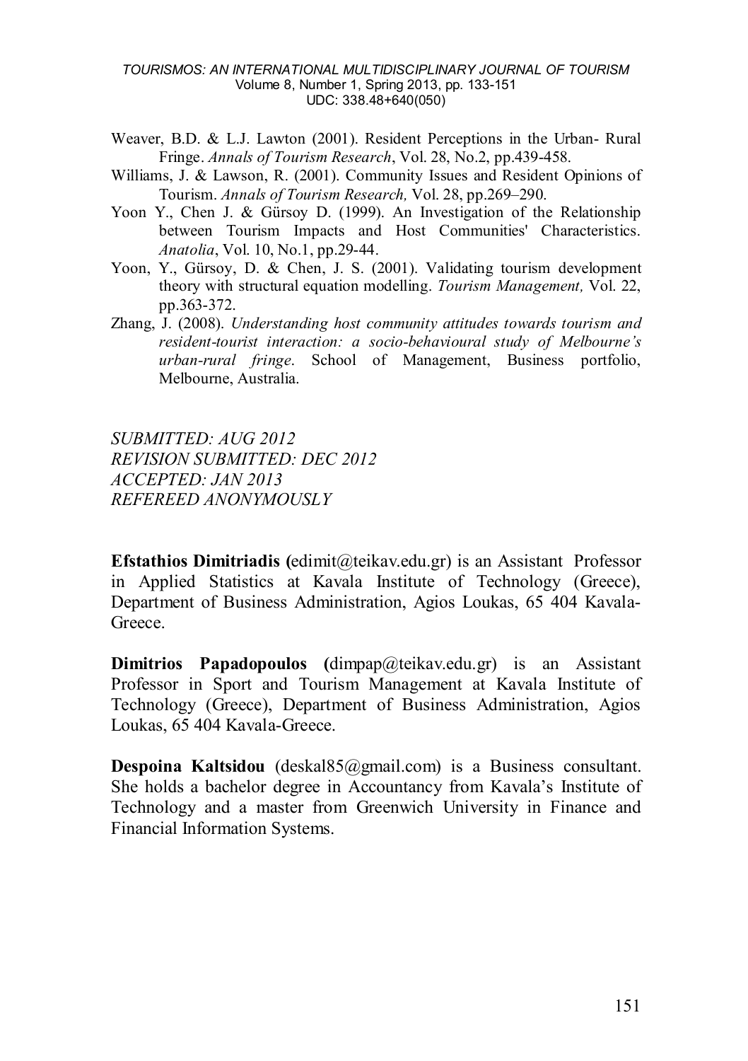Weaver, B.D. & L.J. Lawton (2001). Resident Perceptions in the Urban- Rural Fringe. *Annals of Tourism Research*, Vol. 28, No.2, pp.439-458.

Williams, J. & Lawson, R. (2001). Community Issues and Resident Opinions of Tourism. *Annals of Tourism Research,* Vol. 28, pp.269–290.

Yoon Y., Chen J. & Gürsoy D. (1999). An Investigation of the Relationship between Tourism Impacts and Host Communities' Characteristics. *Anatolia*, Vol. 10, No.1, pp.29-44.

Yoon, Y., Gürsoy, D. & Chen, J. S. (2001). Validating tourism development theory with structural equation modelling. *Tourism Management,* Vol. 22, pp.363-372.

Zhang, J. (2008). *Understanding host community attitudes towards tourism and resident-tourist interaction: a socio-behavioural study of Melbourne's urban-rural fringe*. School of Management, Business portfolio, Melbourne, Australia.

*SUBMITTED: AUG 2012*
*REVISION SUBMITTED: DEC 2012*
*ACCEPTED: JAN 2013*
*REFEREED ANONYMOUSLY*

**Efstathios Dimitriadis (**edimit@teikav.edu.gr) is an Assistant Professor in Applied Statistics at Kavala Institute of Technology (Greece), Department of Business Administration, Agios Loukas, 65 404 Kavala-Greece.

**Dimitrios Papadopoulos (**dimpap@teikav.edu.gr) is an Assistant Professor in Sport and Tourism Management at Kavala Institute of Technology (Greece), Department of Business Administration, Agios Loukas, 65 404 Kavala-Greece.

**Despoina Kaltsidou** (deskal85@gmail.com) is a Business consultant. She holds a bachelor degree in Accountancy from Kavala's Institute of Technology and a master from Greenwich University in Finance and Financial Information Systems.